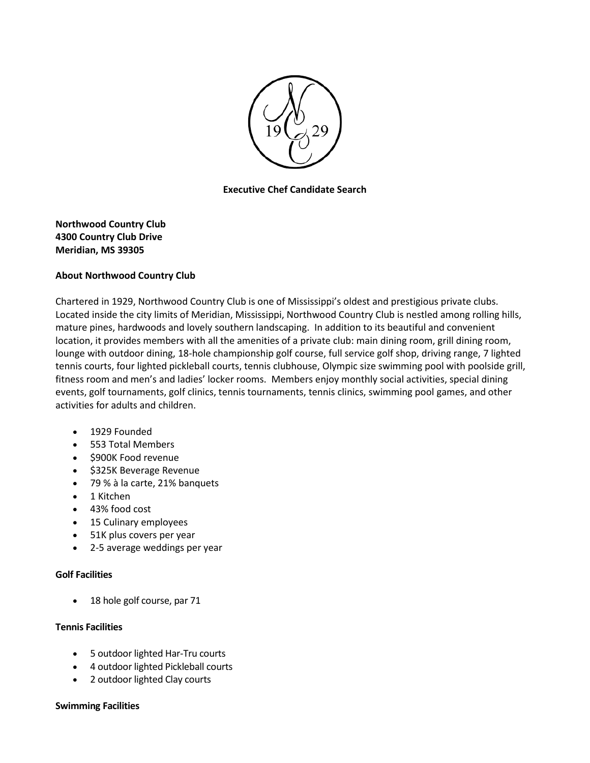**Executive Chef Candidate Search**

**Northwood Country Club**
**4300 Country Club Drive**
**Meridian, MS 39305**

**About Northwood Country Club**

Chartered in 1929, Northwood Country Club is one of Mississippi's oldest and prestigious private clubs. Located inside the city limits of Meridian, Mississippi, Northwood Country Club is nestled among rolling hills, mature pines, hardwoods and lovely southern landscaping. In addition to its beautiful and convenient location, it provides members with all the amenities of a private club: main dining room, grill dining room, lounge with outdoor dining, 18-hole championship golf course, full service golf shop, driving range, 7 lighted tennis courts, four lighted pickleball courts, tennis clubhouse, Olympic size swimming pool with poolside grill, fitness room and men's and ladies' locker rooms. Members enjoy monthly social activities, special dining events, golf tournaments, golf clinics, tennis tournaments, tennis clinics, swimming pool games, and other activities for adults and children.

- 1929 Founded
- 553 Total Members
- $900K Food revenue
- $325K Beverage Revenue
- 79 % à la carte, 21% banquets
- 1 Kitchen
- 43% food cost
- 15 Culinary employees
- 51K plus covers per year
- 2-5 average weddings per year

**Golf Facilities**

- 18 hole golf course, par 71

**Tennis Facilities**

- 5 outdoor lighted Har-Tru courts
- 4 outdoor lighted Pickleball courts
- 2 outdoor lighted Clay courts

**Swimming Facilities**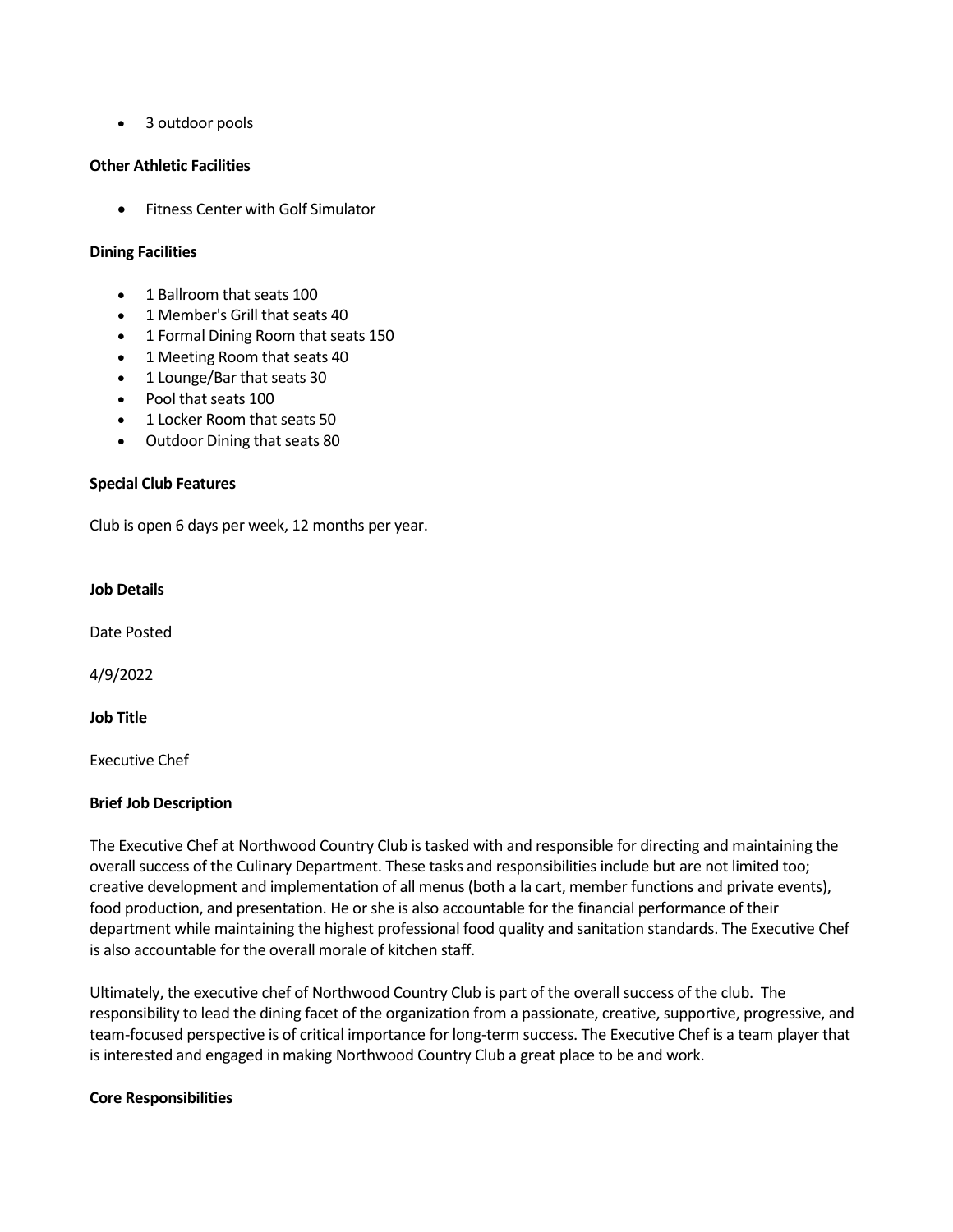- 3 outdoor pools

**Other Athletic Facilities**

- Fitness Center with Golf Simulator

**Dining Facilities**

- 1 Ballroom that seats 100
- 1 Member's Grill that seats 40
- 1 Formal Dining Room that seats 150
- 1 Meeting Room that seats 40
- 1 Lounge/Bar that seats 30
- Pool that seats 100
- 1 Locker Room that seats 50
- Outdoor Dining that seats 80

**Special Club Features**

Club is open 6 days per week, 12 months per year.

**Job Details**

Date Posted

4/9/2022

**Job Title**

Executive Chef

**Brief Job Description**

The Executive Chef at Northwood Country Club is tasked with and responsible for directing and maintaining the overall success of the Culinary Department. These tasks and responsibilities include but are not limited too; creative development and implementation of all menus (both a la cart, member functions and private events), food production, and presentation. He or she is also accountable for the financial performance of their department while maintaining the highest professional food quality and sanitation standards. The Executive Chef is also accountable for the overall morale of kitchen staff.

Ultimately, the executive chef of Northwood Country Club is part of the overall success of the club. The responsibility to lead the dining facet of the organization from a passionate, creative, supportive, progressive, and team-focused perspective is of critical importance for long-term success. The Executive Chef is a team player that is interested and engaged in making Northwood Country Club a great place to be and work.

**Core Responsibilities**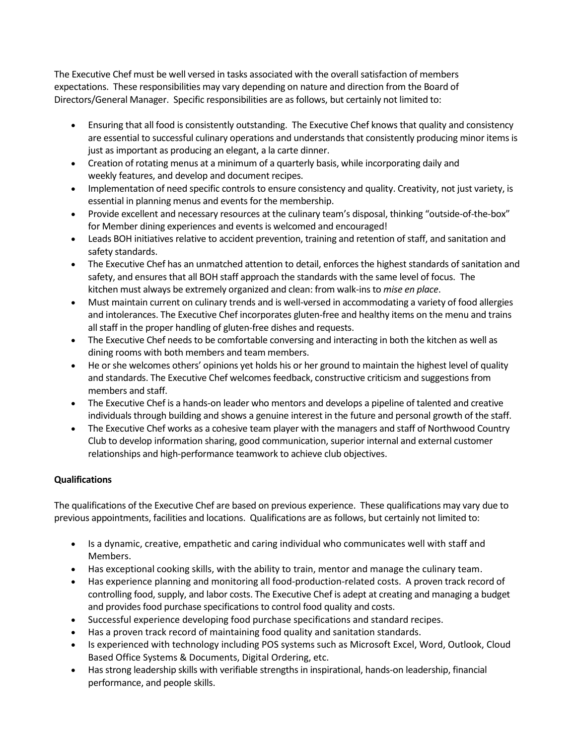The Executive Chef must be well versed in tasks associated with the overall satisfaction of members expectations. These responsibilities may vary depending on nature and direction from the Board of Directors/General Manager. Specific responsibilities are as follows, but certainly not limited to:

- Ensuring that all food is consistently outstanding. The Executive Chef knows that quality and consistency are essential to successful culinary operations and understands that consistently producing minor items is just as important as producing an elegant, a la carte dinner.
- Creation of rotating menus at a minimum of a quarterly basis, while incorporating daily and weekly features, and develop and document recipes.
- Implementation of need specific controls to ensure consistency and quality. Creativity, not just variety, is essential in planning menus and events for the membership.
- Provide excellent and necessary resources at the culinary team's disposal, thinking "outside-of-the-box" for Member dining experiences and events is welcomed and encouraged!
- Leads BOH initiatives relative to accident prevention, training and retention of staff, and sanitation and safety standards.
- The Executive Chef has an unmatched attention to detail, enforces the highest standards of sanitation and safety, and ensures that all BOH staff approach the standards with the same level of focus. The kitchen must always be extremely organized and clean: from walk-ins to *mise en place*.
- Must maintain current on culinary trends and is well-versed in accommodating a variety of food allergies and intolerances. The Executive Chef incorporates gluten-free and healthy items on the menu and trains all staff in the proper handling of gluten-free dishes and requests.
- The Executive Chef needs to be comfortable conversing and interacting in both the kitchen as well as dining rooms with both members and team members.
- He or she welcomes others' opinions yet holds his or her ground to maintain the highest level of quality and standards. The Executive Chef welcomes feedback, constructive criticism and suggestions from members and staff.
- The Executive Chef is a hands-on leader who mentors and develops a pipeline of talented and creative individuals through building and shows a genuine interest in the future and personal growth of the staff.
- The Executive Chef works as a cohesive team player with the managers and staff of Northwood Country Club to develop information sharing, good communication, superior internal and external customer relationships and high-performance teamwork to achieve club objectives.

**Qualifications**

The qualifications of the Executive Chef are based on previous experience. These qualifications may vary due to previous appointments, facilities and locations. Qualifications are as follows, but certainly not limited to:

- Is a dynamic, creative, empathetic and caring individual who communicates well with staff and Members.
- Has exceptional cooking skills, with the ability to train, mentor and manage the culinary team.
- Has experience planning and monitoring all food-production-related costs. A proven track record of controlling food, supply, and labor costs. The Executive Chef is adept at creating and managing a budget and provides food purchase specifications to control food quality and costs.
- Successful experience developing food purchase specifications and standard recipes.
- Has a proven track record of maintaining food quality and sanitation standards.
- Is experienced with technology including POS systems such as Microsoft Excel, Word, Outlook, Cloud Based Office Systems & Documents, Digital Ordering, etc.
- Has strong leadership skills with verifiable strengths in inspirational, hands-on leadership, financial performance, and people skills.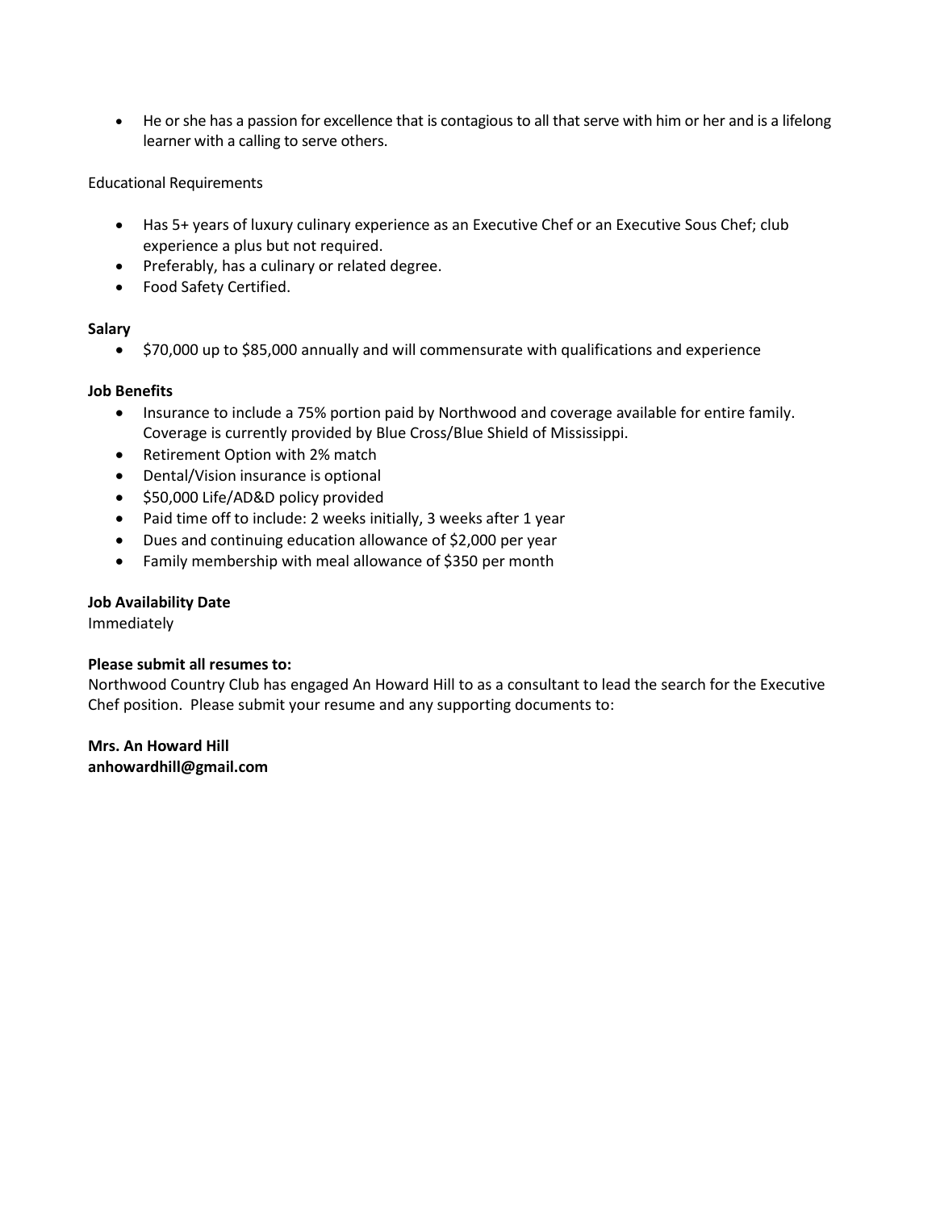- He or she has a passion for excellence that is contagious to all that serve with him or her and is a lifelong learner with a calling to serve others.

Educational Requirements

- Has 5+ years of luxury culinary experience as an Executive Chef or an Executive Sous Chef; club experience a plus but not required.
- Preferably, has a culinary or related degree.
- Food Safety Certified.

**Salary**

- $70,000 up to $85,000 annually and will commensurate with qualifications and experience

**Job Benefits**

- Insurance to include a 75% portion paid by Northwood and coverage available for entire family. Coverage is currently provided by Blue Cross/Blue Shield of Mississippi.
- Retirement Option with 2% match
- Dental/Vision insurance is optional
- $50,000 Life/AD&D policy provided
- Paid time off to include: 2 weeks initially, 3 weeks after 1 year
- Dues and continuing education allowance of $2,000 per year
- Family membership with meal allowance of $350 per month

**Job Availability Date**

Immediately

**Please submit all resumes to:**

Northwood Country Club has engaged An Howard Hill to as a consultant to lead the search for the Executive Chef position. Please submit your resume and any supporting documents to:

**Mrs. An Howard Hill**
**anhowardhill@gmail.com**